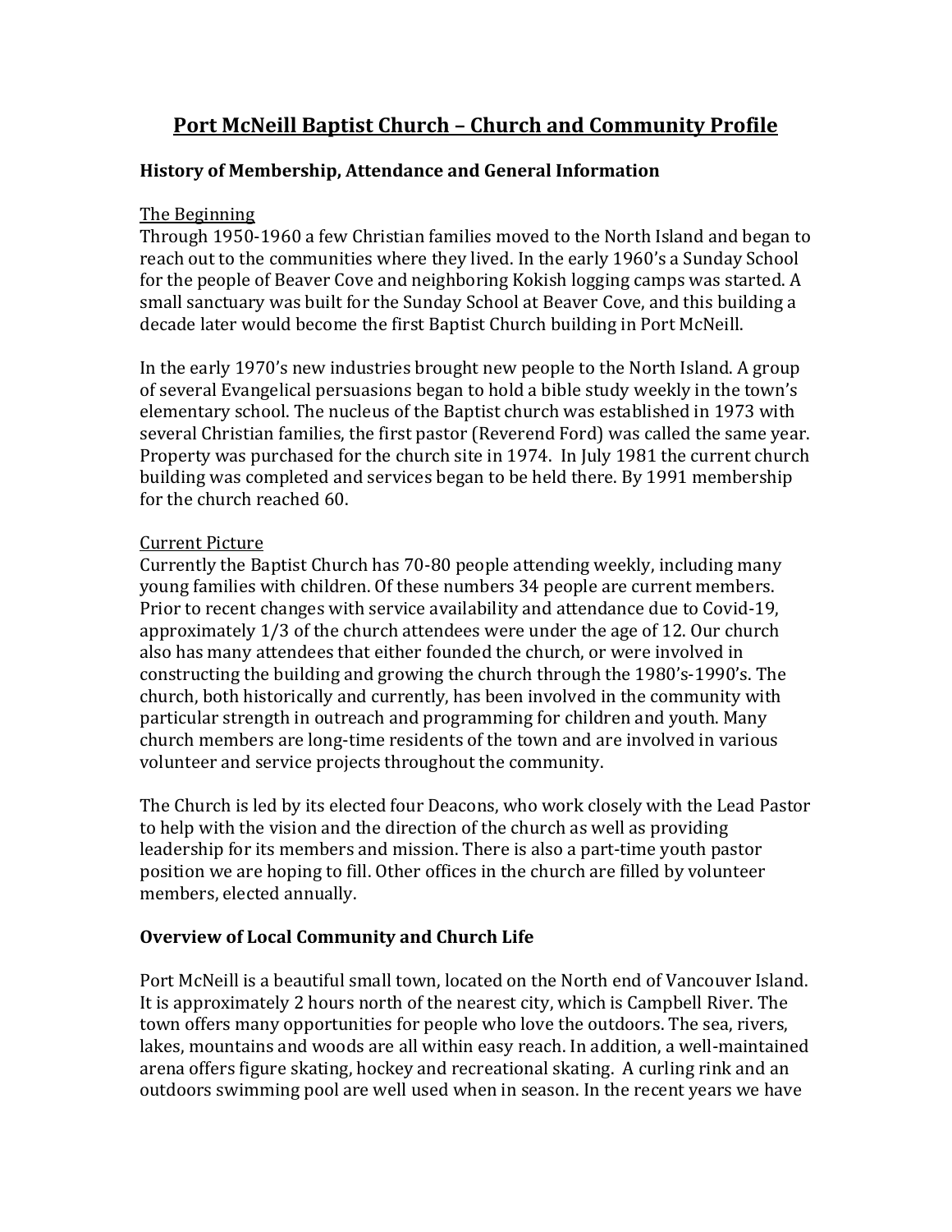# Port McNeill Baptist Church – Church and Community Profile

## History of Membership, Attendance and General Information

### The Beginning

Through 1950-1960 a few Christian families moved to the North Island and began to reach out to the communities where they lived. In the early 1960's a Sunday School for the people of Beaver Cove and neighboring Kokish logging camps was started. A small sanctuary was built for the Sunday School at Beaver Cove, and this building a decade later would become the first Baptist Church building in Port McNeill.

In the early 1970's new industries brought new people to the North Island. A group of several Evangelical persuasions began to hold a bible study weekly in the town's elementary school. The nucleus of the Baptist church was established in 1973 with several Christian families, the first pastor (Reverend Ford) was called the same year. Property was purchased for the church site in 1974. In July 1981 the current church building was completed and services began to be held there. By 1991 membership for the church reached 60.

### Current Picture

Currently the Baptist Church has 70-80 people attending weekly, including many young families with children. Of these numbers 34 people are current members. Prior to recent changes with service availability and attendance due to Covid-19, approximately 1/3 of the church attendees were under the age of 12. Our church also has many attendees that either founded the church, or were involved in constructing the building and growing the church through the 1980's-1990's. The church, both historically and currently, has been involved in the community with particular strength in outreach and programming for children and youth. Many church members are long-time residents of the town and are involved in various volunteer and service projects throughout the community.

The Church is led by its elected four Deacons, who work closely with the Lead Pastor to help with the vision and the direction of the church as well as providing leadership for its members and mission. There is also a part-time youth pastor position we are hoping to fill. Other offices in the church are filled by volunteer members, elected annually.

## Overview of Local Community and Church Life

Port McNeill is a beautiful small town, located on the North end of Vancouver Island. It is approximately 2 hours north of the nearest city, which is Campbell River. The town offers many opportunities for people who love the outdoors. The sea, rivers, lakes, mountains and woods are all within easy reach. In addition, a well-maintained arena offers figure skating, hockey and recreational skating. A curling rink and an outdoors swimming pool are well used when in season. In the recent years we have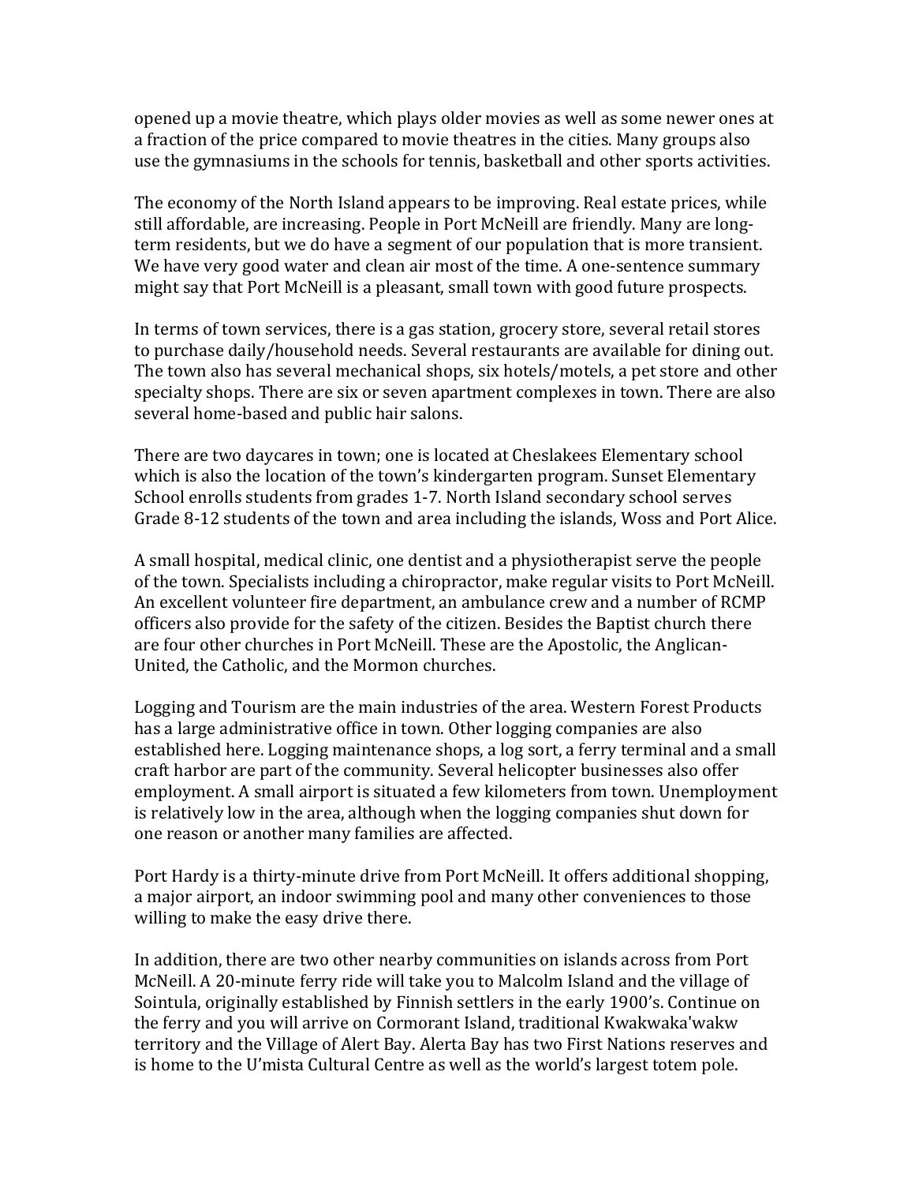opened up a movie theatre, which plays older movies as well as some newer ones at a fraction of the price compared to movie theatres in the cities. Many groups also use the gymnasiums in the schools for tennis, basketball and other sports activities.

The economy of the North Island appears to be improving. Real estate prices, while still affordable, are increasing. People in Port McNeill are friendly. Many are long-term residents, but we do have a segment of our population that is more transient. We have very good water and clean air most of the time. A one-sentence summary might say that Port McNeill is a pleasant, small town with good future prospects.

In terms of town services, there is a gas station, grocery store, several retail stores to purchase daily/household needs. Several restaurants are available for dining out. The town also has several mechanical shops, six hotels/motels, a pet store and other specialty shops. There are six or seven apartment complexes in town. There are also several home-based and public hair salons.

There are two daycares in town; one is located at Cheslakees Elementary school which is also the location of the town's kindergarten program. Sunset Elementary School enrolls students from grades 1-7. North Island secondary school serves Grade 8-12 students of the town and area including the islands, Woss and Port Alice.

A small hospital, medical clinic, one dentist and a physiotherapist serve the people of the town. Specialists including a chiropractor, make regular visits to Port McNeill. An excellent volunteer fire department, an ambulance crew and a number of RCMP officers also provide for the safety of the citizen. Besides the Baptist church there are four other churches in Port McNeill. These are the Apostolic, the Anglican-United, the Catholic, and the Mormon churches.

Logging and Tourism are the main industries of the area. Western Forest Products has a large administrative office in town. Other logging companies are also established here. Logging maintenance shops, a log sort, a ferry terminal and a small craft harbor are part of the community. Several helicopter businesses also offer employment. A small airport is situated a few kilometers from town. Unemployment is relatively low in the area, although when the logging companies shut down for one reason or another many families are affected.

Port Hardy is a thirty-minute drive from Port McNeill. It offers additional shopping, a major airport, an indoor swimming pool and many other conveniences to those willing to make the easy drive there.

In addition, there are two other nearby communities on islands across from Port McNeill. A 20-minute ferry ride will take you to Malcolm Island and the village of Sointula, originally established by Finnish settlers in the early 1900's. Continue on the ferry and you will arrive on Cormorant Island, traditional Kwakwaka'wakw territory and the Village of Alert Bay. Alerta Bay has two First Nations reserves and is home to the U'mista Cultural Centre as well as the world's largest totem pole.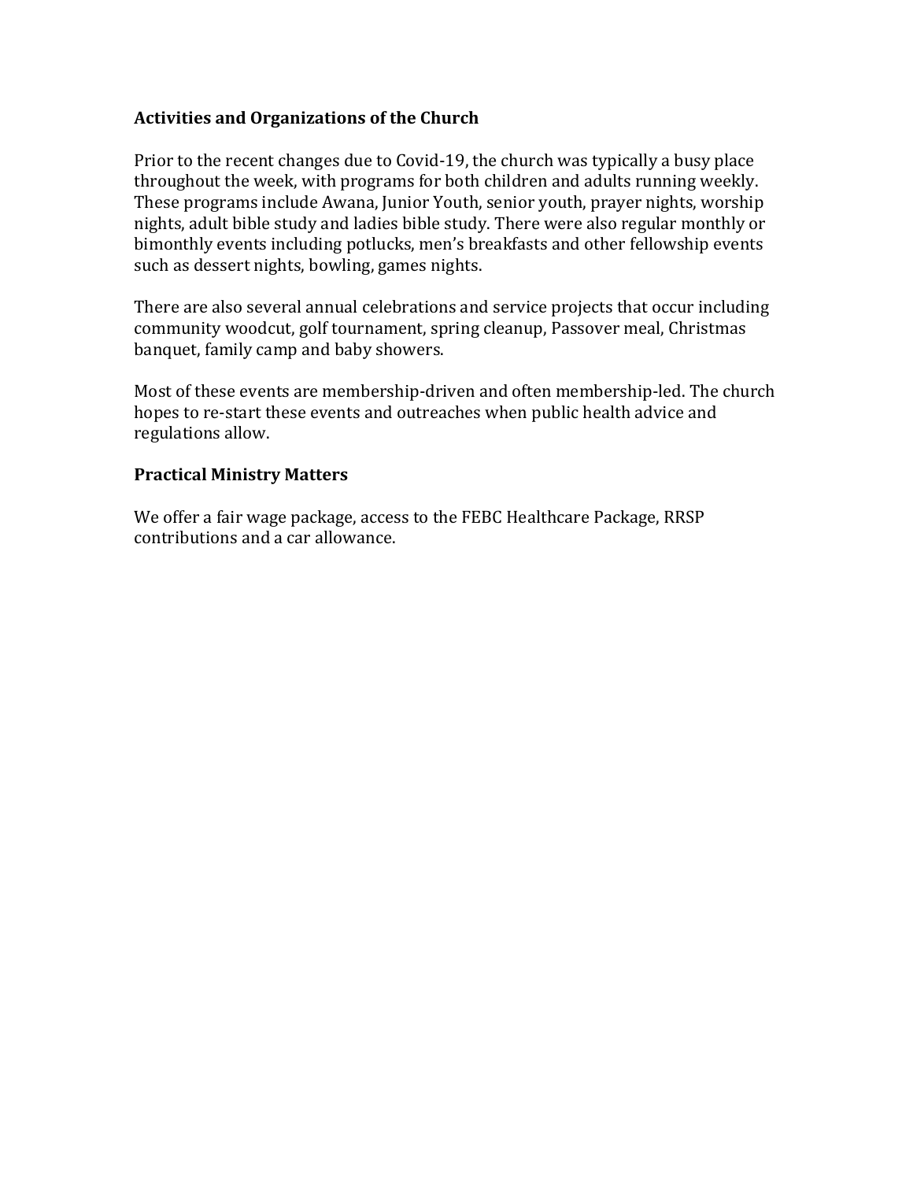**Activities and Organizations of the Church**

Prior to the recent changes due to Covid-19, the church was typically a busy place throughout the week, with programs for both children and adults running weekly. These programs include Awana, Junior Youth, senior youth, prayer nights, worship nights, adult bible study and ladies bible study. There were also regular monthly or bimonthly events including potlucks, men's breakfasts and other fellowship events such as dessert nights, bowling, games nights.

There are also several annual celebrations and service projects that occur including community woodcut, golf tournament, spring cleanup, Passover meal, Christmas banquet, family camp and baby showers.

Most of these events are membership-driven and often membership-led. The church hopes to re-start these events and outreaches when public health advice and regulations allow.

**Practical Ministry Matters**

We offer a fair wage package, access to the FEBC Healthcare Package, RRSP contributions and a car allowance.